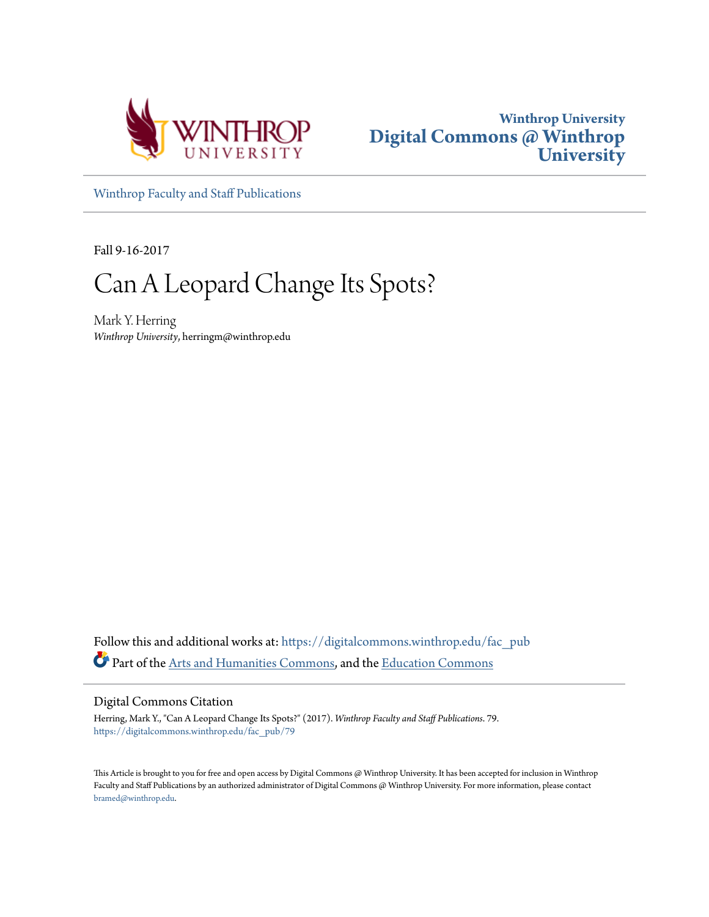Winthrop University

# Digital Commons @ Winthrop University

Winthrop Faculty and Staff Publications

---

Fall 9-16-2017

# Can A Leopard Change Its Spots?

Mark Y. Herring
*Winthrop University*, herringm@winthrop.edu

Follow this and additional works at: https://digitalcommons.winthrop.edu/fac_pub

Part of the Arts and Humanities Commons, and the Education Commons

## Digital Commons Citation

Herring, Mark Y., "Can A Leopard Change Its Spots?" (2017). *Winthrop Faculty and Staff Publications*. 79.
https://digitalcommons.winthrop.edu/fac_pub/79

This Article is brought to you for free and open access by Digital Commons @ Winthrop University. It has been accepted for inclusion in Winthrop Faculty and Staff Publications by an authorized administrator of Digital Commons @ Winthrop University. For more information, please contact bramed@winthrop.edu.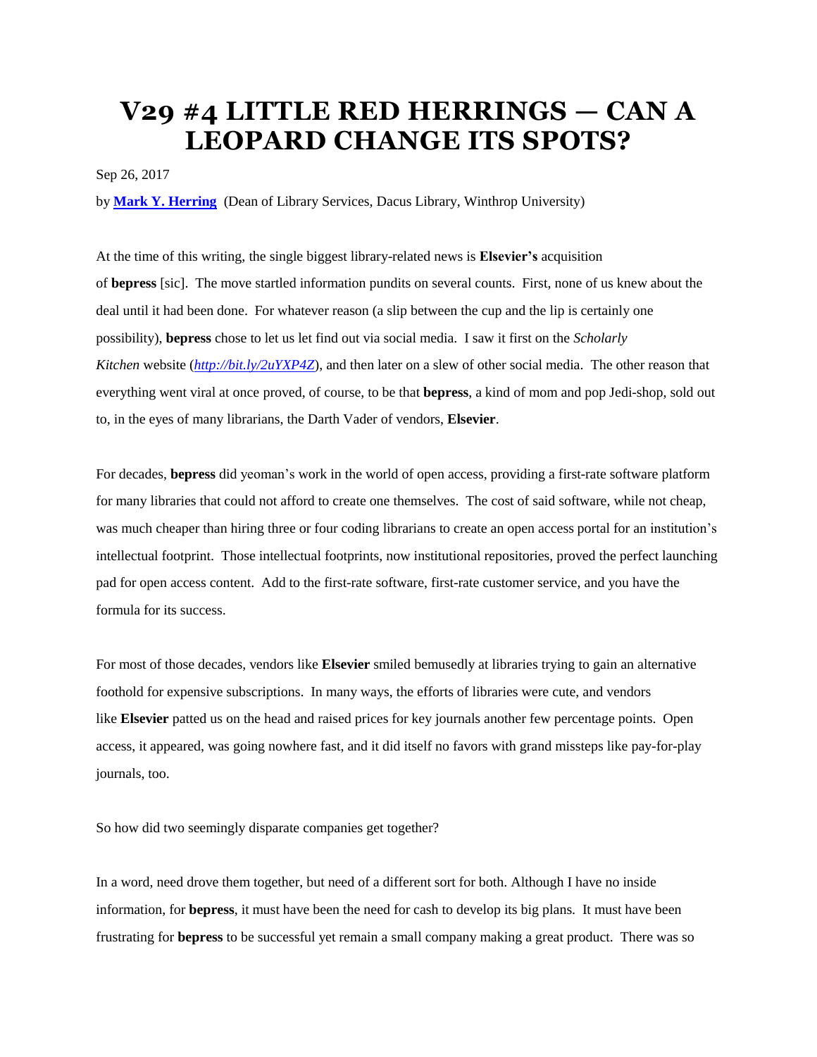# V29 #4 LITTLE RED HERRINGS — CAN A LEOPARD CHANGE ITS SPOTS?

Sep 26, 2017

by **[Mark Y. Herring](#)** (Dean of Library Services, Dacus Library, Winthrop University)

At the time of this writing, the single biggest library-related news is **Elsevier's** acquisition of **bepress** [sic]. The move startled information pundits on several counts. First, none of us knew about the deal until it had been done. For whatever reason (a slip between the cup and the lip is certainly one possibility), **bepress** chose to let us let find out via social media. I saw it first on the *Scholarly Kitchen* website (*[http://bit.ly/2uYXP4Z](http://bit.ly/2uYXP4Z)*), and then later on a slew of other social media. The other reason that everything went viral at once proved, of course, to be that **bepress**, a kind of mom and pop Jedi-shop, sold out to, in the eyes of many librarians, the Darth Vader of vendors, **Elsevier**.

For decades, **bepress** did yeoman's work in the world of open access, providing a first-rate software platform for many libraries that could not afford to create one themselves. The cost of said software, while not cheap, was much cheaper than hiring three or four coding librarians to create an open access portal for an institution's intellectual footprint. Those intellectual footprints, now institutional repositories, proved the perfect launching pad for open access content. Add to the first-rate software, first-rate customer service, and you have the formula for its success.

For most of those decades, vendors like **Elsevier** smiled bemusedly at libraries trying to gain an alternative foothold for expensive subscriptions. In many ways, the efforts of libraries were cute, and vendors like **Elsevier** patted us on the head and raised prices for key journals another few percentage points. Open access, it appeared, was going nowhere fast, and it did itself no favors with grand missteps like pay-for-play journals, too.

So how did two seemingly disparate companies get together?

In a word, need drove them together, but need of a different sort for both. Although I have no inside information, for **bepress**, it must have been the need for cash to develop its big plans. It must have been frustrating for **bepress** to be successful yet remain a small company making a great product. There was so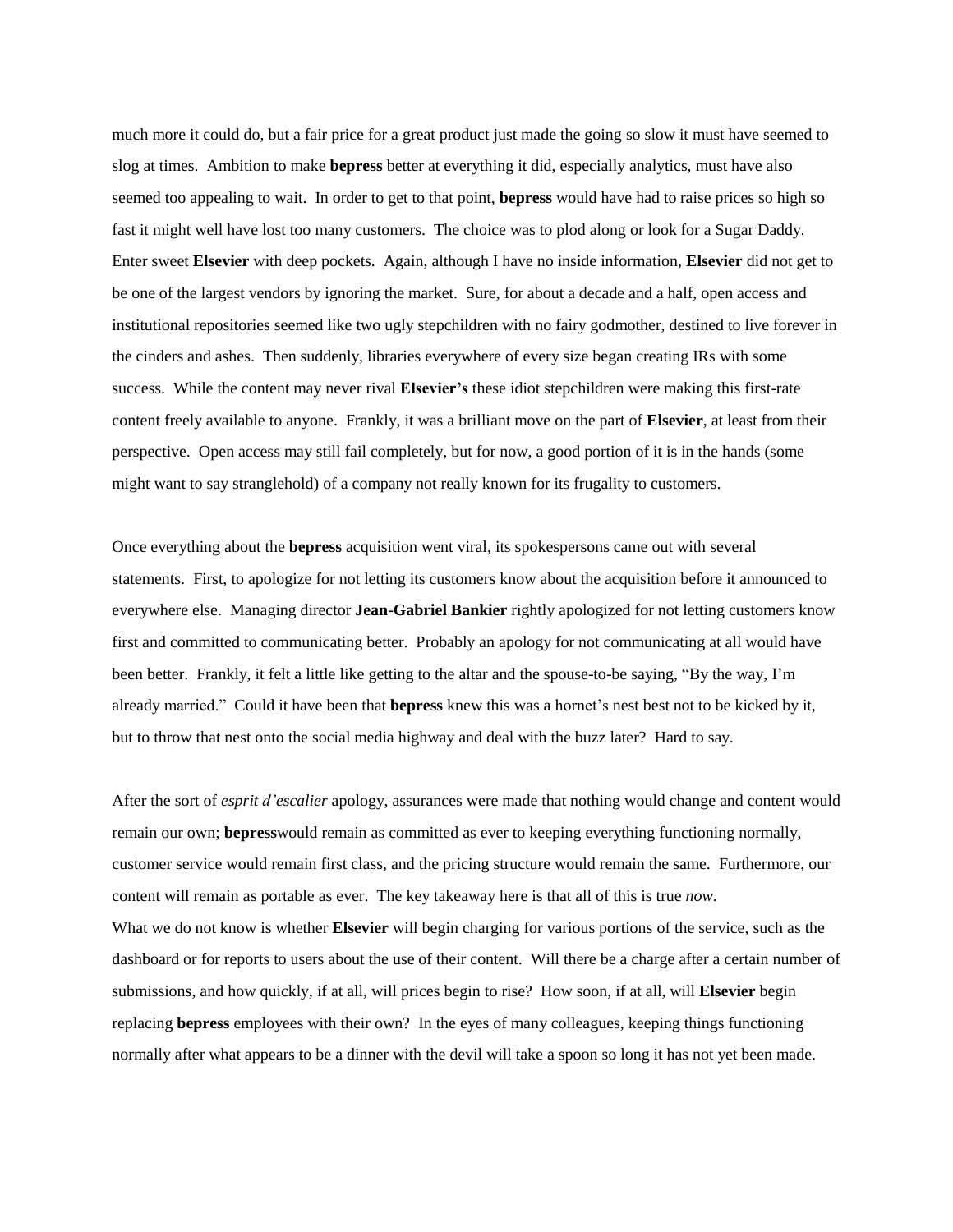much more it could do, but a fair price for a great product just made the going so slow it must have seemed to slog at times. Ambition to make **bepress** better at everything it did, especially analytics, must have also seemed too appealing to wait. In order to get to that point, **bepress** would have had to raise prices so high so fast it might well have lost too many customers. The choice was to plod along or look for a Sugar Daddy. Enter sweet **Elsevier** with deep pockets. Again, although I have no inside information, **Elsevier** did not get to be one of the largest vendors by ignoring the market. Sure, for about a decade and a half, open access and institutional repositories seemed like two ugly stepchildren with no fairy godmother, destined to live forever in the cinders and ashes. Then suddenly, libraries everywhere of every size began creating IRs with some success. While the content may never rival **Elsevier's** these idiot stepchildren were making this first-rate content freely available to anyone. Frankly, it was a brilliant move on the part of **Elsevier**, at least from their perspective. Open access may still fail completely, but for now, a good portion of it is in the hands (some might want to say stranglehold) of a company not really known for its frugality to customers.

Once everything about the **bepress** acquisition went viral, its spokespersons came out with several statements. First, to apologize for not letting its customers know about the acquisition before it announced to everywhere else. Managing director **Jean-Gabriel Bankier** rightly apologized for not letting customers know first and committed to communicating better. Probably an apology for not communicating at all would have been better. Frankly, it felt a little like getting to the altar and the spouse-to-be saying, "By the way, I'm already married." Could it have been that **bepress** knew this was a hornet's nest best not to be kicked by it, but to throw that nest onto the social media highway and deal with the buzz later? Hard to say.

After the sort of *esprit d'escalier* apology, assurances were made that nothing would change and content would remain our own; **bepress**would remain as committed as ever to keeping everything functioning normally, customer service would remain first class, and the pricing structure would remain the same. Furthermore, our content will remain as portable as ever. The key takeaway here is that all of this is true *now*.

What we do not know is whether **Elsevier** will begin charging for various portions of the service, such as the dashboard or for reports to users about the use of their content. Will there be a charge after a certain number of submissions, and how quickly, if at all, will prices begin to rise? How soon, if at all, will **Elsevier** begin replacing **bepress** employees with their own? In the eyes of many colleagues, keeping things functioning normally after what appears to be a dinner with the devil will take a spoon so long it has not yet been made.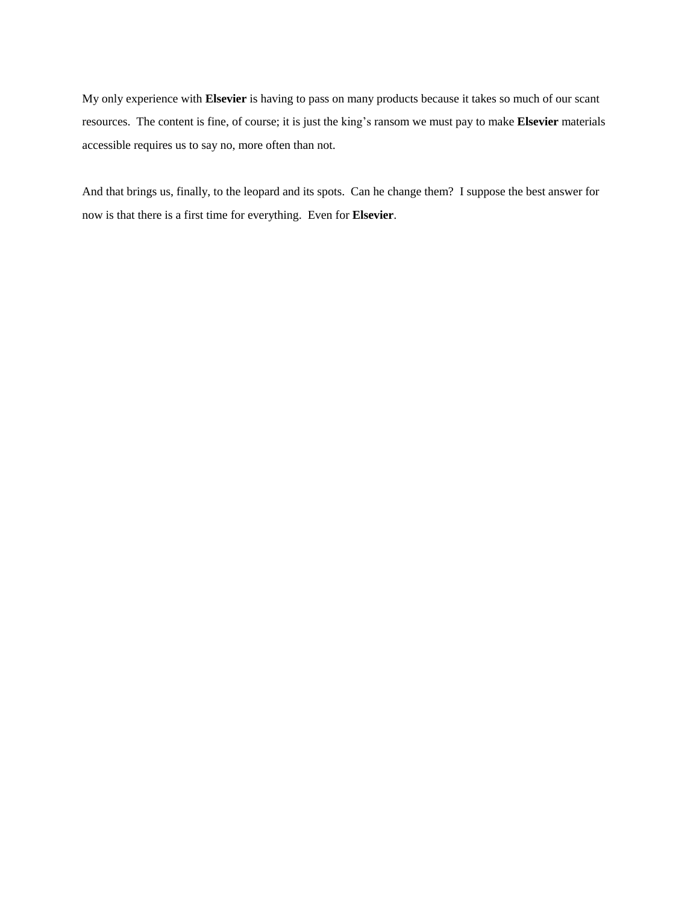My only experience with **Elsevier** is having to pass on many products because it takes so much of our scant resources. The content is fine, of course; it is just the king's ransom we must pay to make **Elsevier** materials accessible requires us to say no, more often than not.

And that brings us, finally, to the leopard and its spots. Can he change them? I suppose the best answer for now is that there is a first time for everything. Even for **Elsevier**.